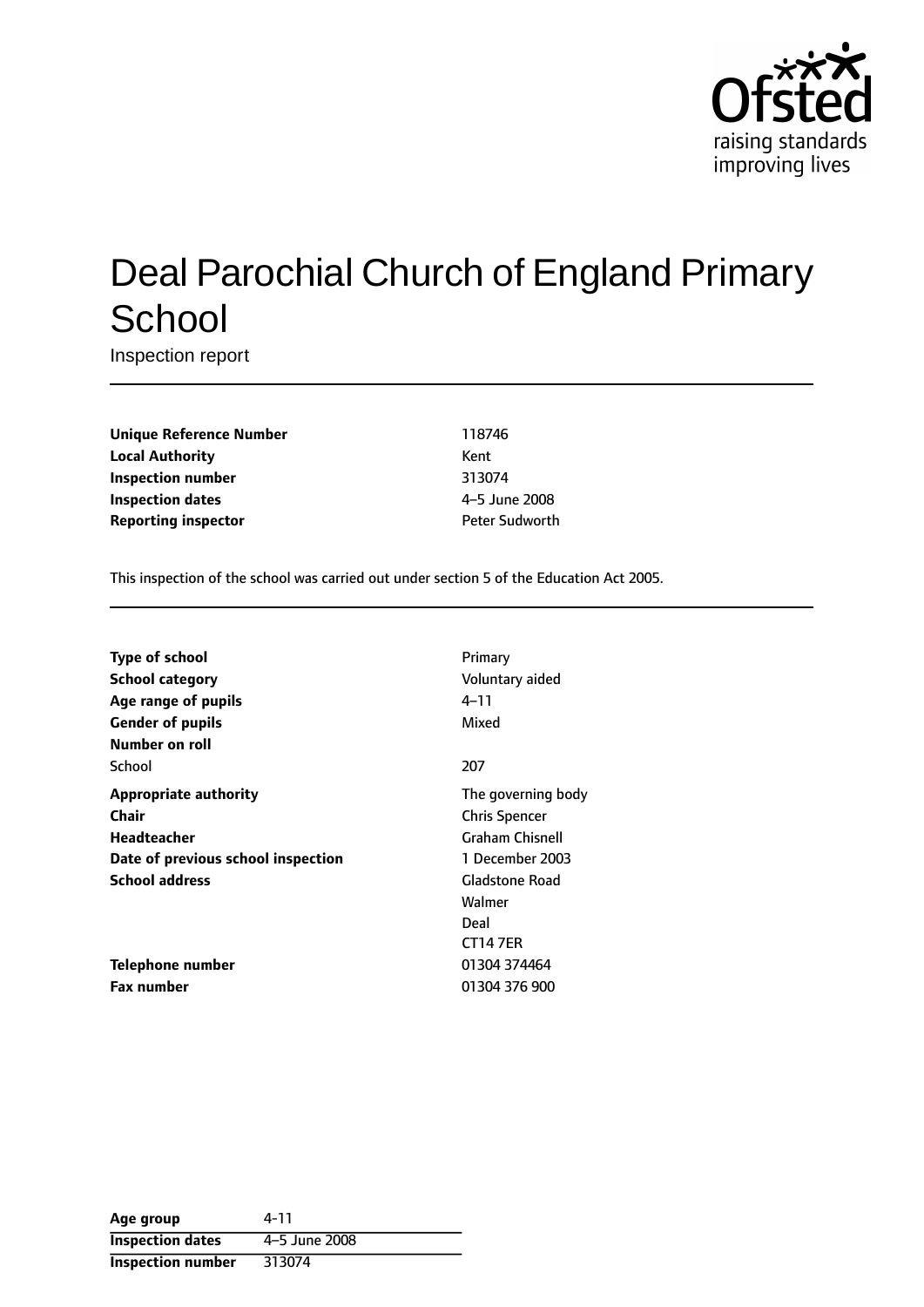Ofsted
raising standards
improving lives

# Deal Parochial Church of England Primary School

Inspection report

| | |
|---|---|
| **Unique Reference Number** | 118746 |
| **Local Authority** | Kent |
| **Inspection number** | 313074 |
| **Inspection dates** | 4–5 June 2008 |
| **Reporting inspector** | Peter Sudworth |

This inspection of the school was carried out under section 5 of the Education Act 2005.

| | |
|---|---|
| **Type of school** | Primary |
| **School category** | Voluntary aided |
| **Age range of pupils** | 4–11 |
| **Gender of pupils** | Mixed |
| **Number on roll** | |
| School | 207 |
| **Appropriate authority** | The governing body |
| **Chair** | Chris Spencer |
| **Headteacher** | Graham Chisnell |
| **Date of previous school inspection** | 1 December 2003 |
| **School address** | Gladstone Road<br>Walmer<br>Deal<br>CT14 7ER |
| **Telephone number** | 01304 374464 |
| **Fax number** | 01304 376 900 |

| | |
|---|---|
| **Age group** | 4-11 |
| **Inspection dates** | 4–5 June 2008 |
| **Inspection number** | 313074 |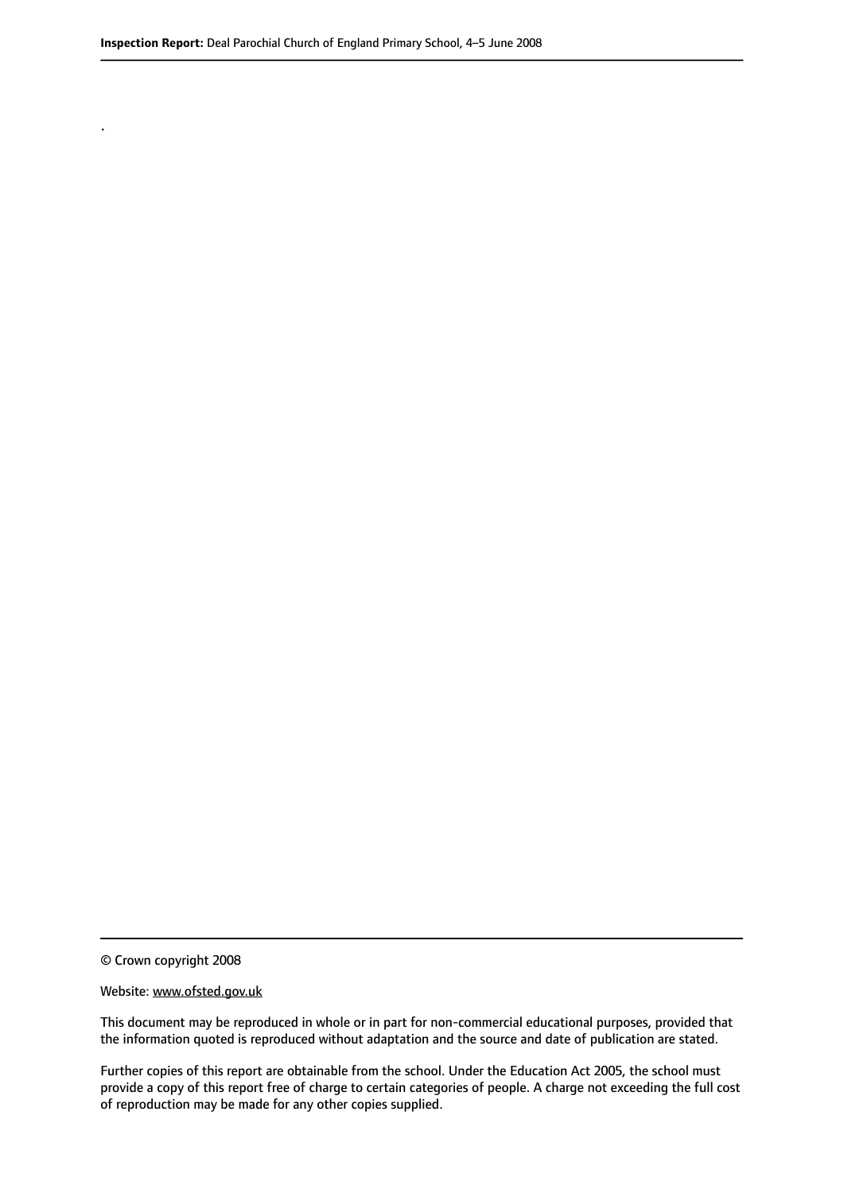.

© Crown copyright 2008

Website: www.ofsted.gov.uk

This document may be reproduced in whole or in part for non-commercial educational purposes, provided that the information quoted is reproduced without adaptation and the source and date of publication are stated.

Further copies of this report are obtainable from the school. Under the Education Act 2005, the school must provide a copy of this report free of charge to certain categories of people. A charge not exceeding the full cost of reproduction may be made for any other copies supplied.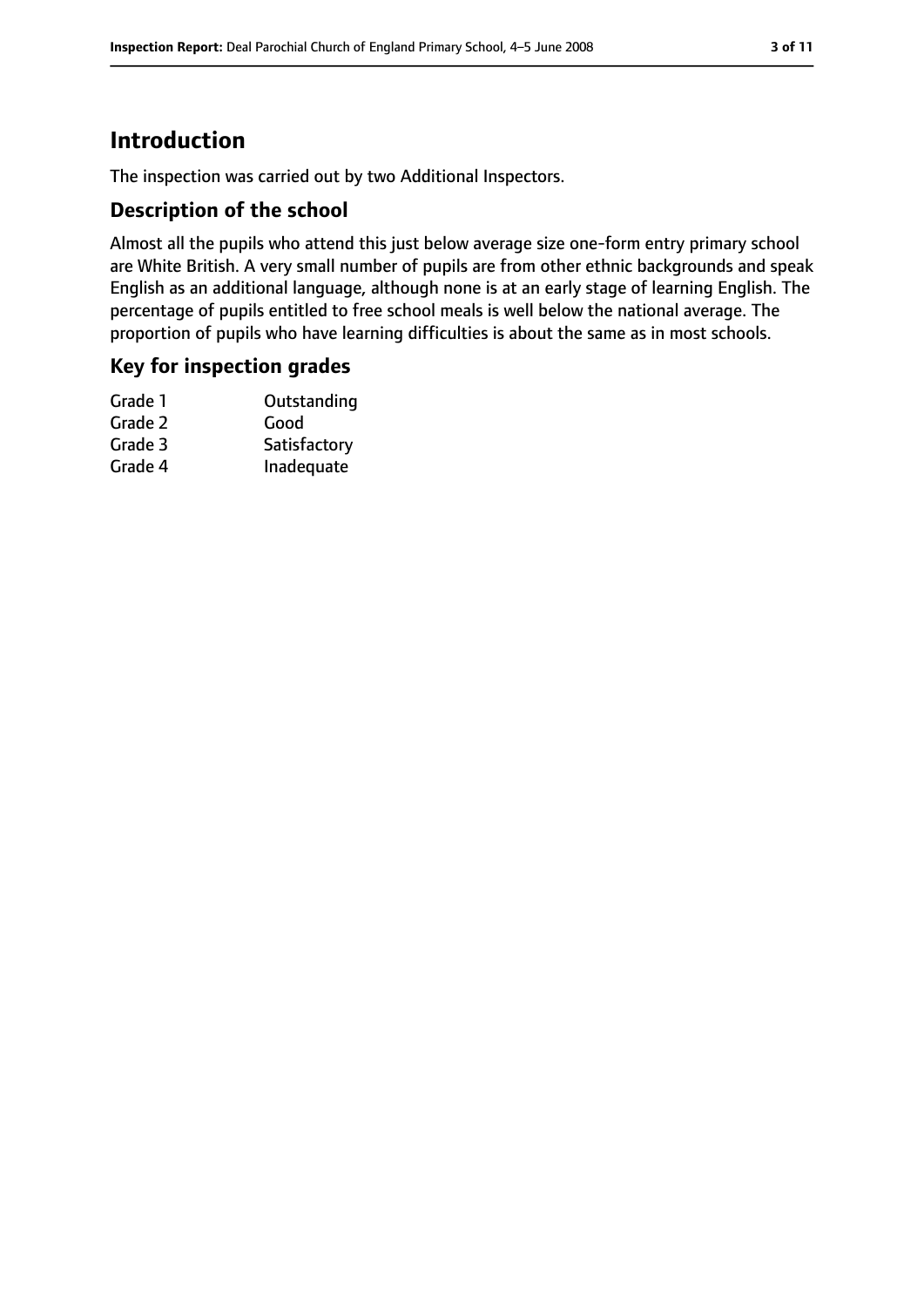# Introduction

The inspection was carried out by two Additional Inspectors.

## Description of the school

Almost all the pupils who attend this just below average size one-form entry primary school are White British. A very small number of pupils are from other ethnic backgrounds and speak English as an additional language, although none is at an early stage of learning English. The percentage of pupils entitled to free school meals is well below the national average. The proportion of pupils who have learning difficulties is about the same as in most schools.

## Key for inspection grades

| | |
|---|---|
| Grade 1 | Outstanding |
| Grade 2 | Good |
| Grade 3 | Satisfactory |
| Grade 4 | Inadequate |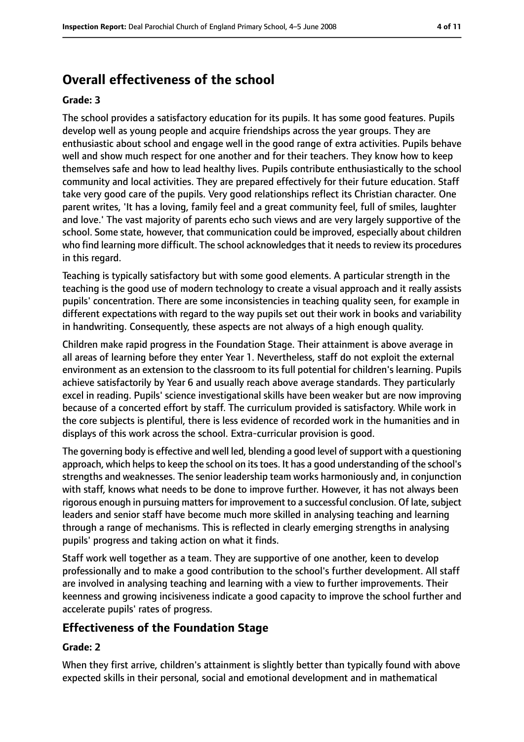## Overall effectiveness of the school

**Grade: 3**

The school provides a satisfactory education for its pupils. It has some good features. Pupils develop well as young people and acquire friendships across the year groups. They are enthusiastic about school and engage well in the good range of extra activities. Pupils behave well and show much respect for one another and for their teachers. They know how to keep themselves safe and how to lead healthy lives. Pupils contribute enthusiastically to the school community and local activities. They are prepared effectively for their future education. Staff take very good care of the pupils. Very good relationships reflect its Christian character. One parent writes, 'It has a loving, family feel and a great community feel, full of smiles, laughter and love.' The vast majority of parents echo such views and are very largely supportive of the school. Some state, however, that communication could be improved, especially about children who find learning more difficult. The school acknowledges that it needs to review its procedures in this regard.

Teaching is typically satisfactory but with some good elements. A particular strength in the teaching is the good use of modern technology to create a visual approach and it really assists pupils' concentration. There are some inconsistencies in teaching quality seen, for example in different expectations with regard to the way pupils set out their work in books and variability in handwriting. Consequently, these aspects are not always of a high enough quality.

Children make rapid progress in the Foundation Stage. Their attainment is above average in all areas of learning before they enter Year 1. Nevertheless, staff do not exploit the external environment as an extension to the classroom to its full potential for children's learning. Pupils achieve satisfactorily by Year 6 and usually reach above average standards. They particularly excel in reading. Pupils' science investigational skills have been weaker but are now improving because of a concerted effort by staff. The curriculum provided is satisfactory. While work in the core subjects is plentiful, there is less evidence of recorded work in the humanities and in displays of this work across the school. Extra-curricular provision is good.

The governing body is effective and well led, blending a good level of support with a questioning approach, which helps to keep the school on its toes. It has a good understanding of the school's strengths and weaknesses. The senior leadership team works harmoniously and, in conjunction with staff, knows what needs to be done to improve further. However, it has not always been rigorous enough in pursuing matters for improvement to a successful conclusion. Of late, subject leaders and senior staff have become much more skilled in analysing teaching and learning through a range of mechanisms. This is reflected in clearly emerging strengths in analysing pupils' progress and taking action on what it finds.

Staff work well together as a team. They are supportive of one another, keen to develop professionally and to make a good contribution to the school's further development. All staff are involved in analysing teaching and learning with a view to further improvements. Their keenness and growing incisiveness indicate a good capacity to improve the school further and accelerate pupils' rates of progress.

### Effectiveness of the Foundation Stage

**Grade: 2**

When they first arrive, children's attainment is slightly better than typically found with above expected skills in their personal, social and emotional development and in mathematical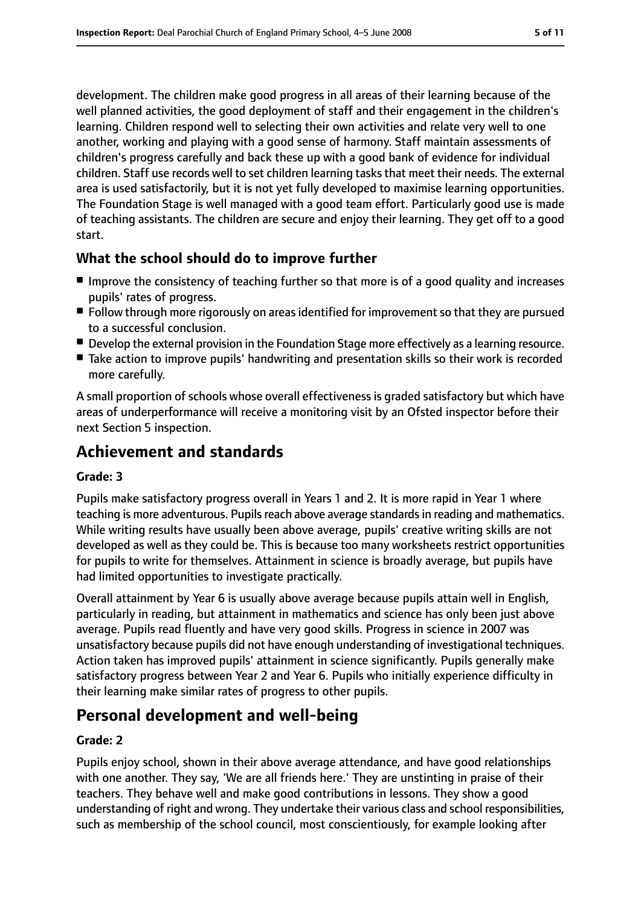development. The children make good progress in all areas of their learning because of the well planned activities, the good deployment of staff and their engagement in the children's learning. Children respond well to selecting their own activities and relate very well to one another, working and playing with a good sense of harmony. Staff maintain assessments of children's progress carefully and back these up with a good bank of evidence for individual children. Staff use records well to set children learning tasks that meet their needs. The external area is used satisfactorily, but it is not yet fully developed to maximise learning opportunities. The Foundation Stage is well managed with a good team effort. Particularly good use is made of teaching assistants. The children are secure and enjoy their learning. They get off to a good start.

### What the school should do to improve further

- Improve the consistency of teaching further so that more is of a good quality and increases pupils' rates of progress.
- Follow through more rigorously on areas identified for improvement so that they are pursued to a successful conclusion.
- Develop the external provision in the Foundation Stage more effectively as a learning resource.
- Take action to improve pupils' handwriting and presentation skills so their work is recorded more carefully.

A small proportion of schools whose overall effectiveness is graded satisfactory but which have areas of underperformance will receive a monitoring visit by an Ofsted inspector before their next Section 5 inspection.

## Achievement and standards

#### Grade: 3

Pupils make satisfactory progress overall in Years 1 and 2. It is more rapid in Year 1 where teaching is more adventurous. Pupils reach above average standards in reading and mathematics. While writing results have usually been above average, pupils' creative writing skills are not developed as well as they could be. This is because too many worksheets restrict opportunities for pupils to write for themselves. Attainment in science is broadly average, but pupils have had limited opportunities to investigate practically.

Overall attainment by Year 6 is usually above average because pupils attain well in English, particularly in reading, but attainment in mathematics and science has only been just above average. Pupils read fluently and have very good skills. Progress in science in 2007 was unsatisfactory because pupils did not have enough understanding of investigational techniques. Action taken has improved pupils' attainment in science significantly. Pupils generally make satisfactory progress between Year 2 and Year 6. Pupils who initially experience difficulty in their learning make similar rates of progress to other pupils.

## Personal development and well-being

#### Grade: 2

Pupils enjoy school, shown in their above average attendance, and have good relationships with one another. They say, 'We are all friends here.' They are unstinting in praise of their teachers. They behave well and make good contributions in lessons. They show a good understanding of right and wrong. They undertake their various class and school responsibilities, such as membership of the school council, most conscientiously, for example looking after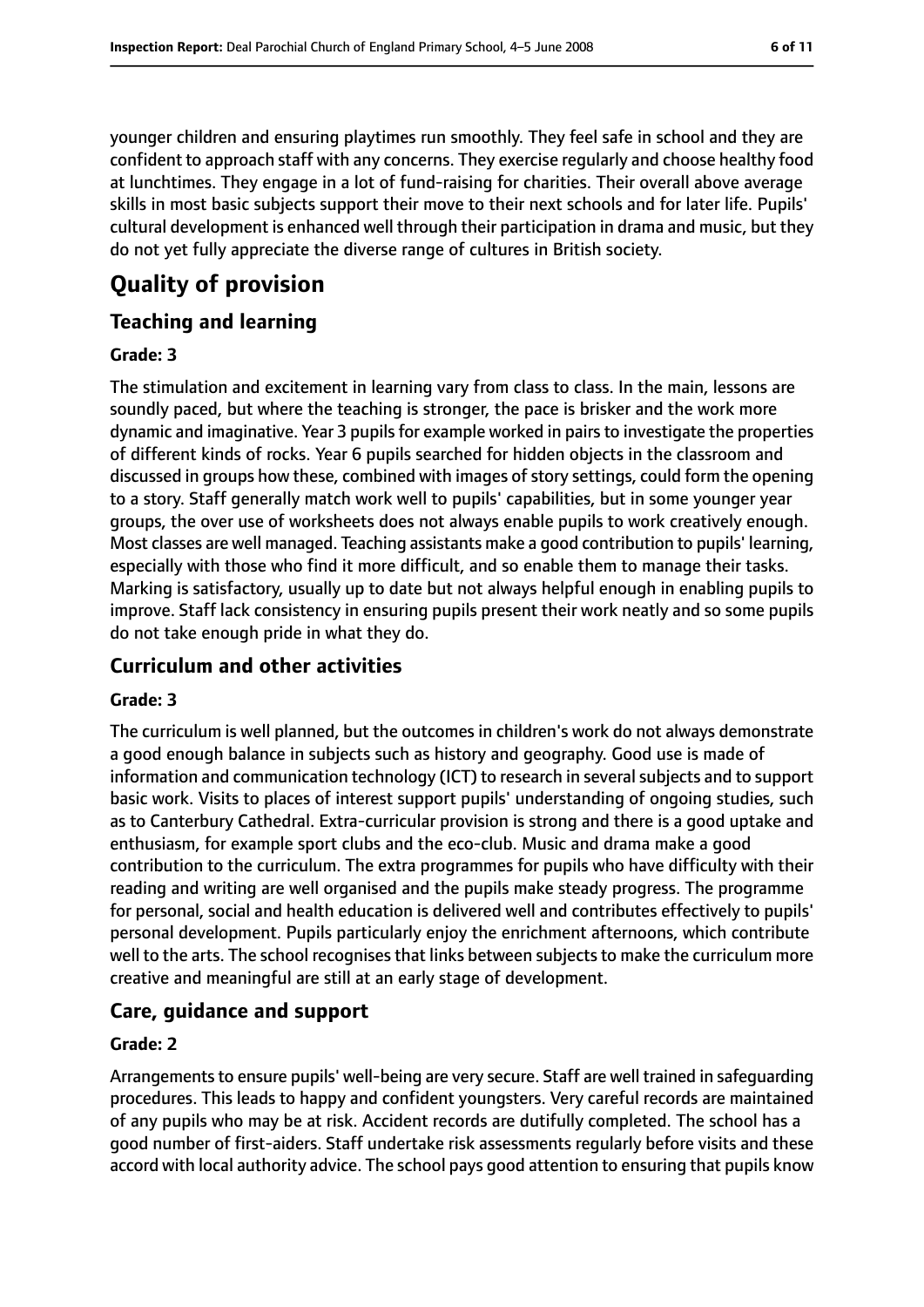younger children and ensuring playtimes run smoothly. They feel safe in school and they are confident to approach staff with any concerns. They exercise regularly and choose healthy food at lunchtimes. They engage in a lot of fund-raising for charities. Their overall above average skills in most basic subjects support their move to their next schools and for later life. Pupils' cultural development is enhanced well through their participation in drama and music, but they do not yet fully appreciate the diverse range of cultures in British society.

# Quality of provision

## Teaching and learning

### Grade: 3

The stimulation and excitement in learning vary from class to class. In the main, lessons are soundly paced, but where the teaching is stronger, the pace is brisker and the work more dynamic and imaginative. Year 3 pupils for example worked in pairs to investigate the properties of different kinds of rocks. Year 6 pupils searched for hidden objects in the classroom and discussed in groups how these, combined with images of story settings, could form the opening to a story. Staff generally match work well to pupils' capabilities, but in some younger year groups, the over use of worksheets does not always enable pupils to work creatively enough. Most classes are well managed. Teaching assistants make a good contribution to pupils' learning, especially with those who find it more difficult, and so enable them to manage their tasks. Marking is satisfactory, usually up to date but not always helpful enough in enabling pupils to improve. Staff lack consistency in ensuring pupils present their work neatly and so some pupils do not take enough pride in what they do.

## Curriculum and other activities

### Grade: 3

The curriculum is well planned, but the outcomes in children's work do not always demonstrate a good enough balance in subjects such as history and geography. Good use is made of information and communication technology (ICT) to research in several subjects and to support basic work. Visits to places of interest support pupils' understanding of ongoing studies, such as to Canterbury Cathedral. Extra-curricular provision is strong and there is a good uptake and enthusiasm, for example sport clubs and the eco-club. Music and drama make a good contribution to the curriculum. The extra programmes for pupils who have difficulty with their reading and writing are well organised and the pupils make steady progress. The programme for personal, social and health education is delivered well and contributes effectively to pupils' personal development. Pupils particularly enjoy the enrichment afternoons, which contribute well to the arts. The school recognises that links between subjects to make the curriculum more creative and meaningful are still at an early stage of development.

## Care, guidance and support

### Grade: 2

Arrangements to ensure pupils' well-being are very secure. Staff are well trained in safeguarding procedures. This leads to happy and confident youngsters. Very careful records are maintained of any pupils who may be at risk. Accident records are dutifully completed. The school has a good number of first-aiders. Staff undertake risk assessments regularly before visits and these accord with local authority advice. The school pays good attention to ensuring that pupils know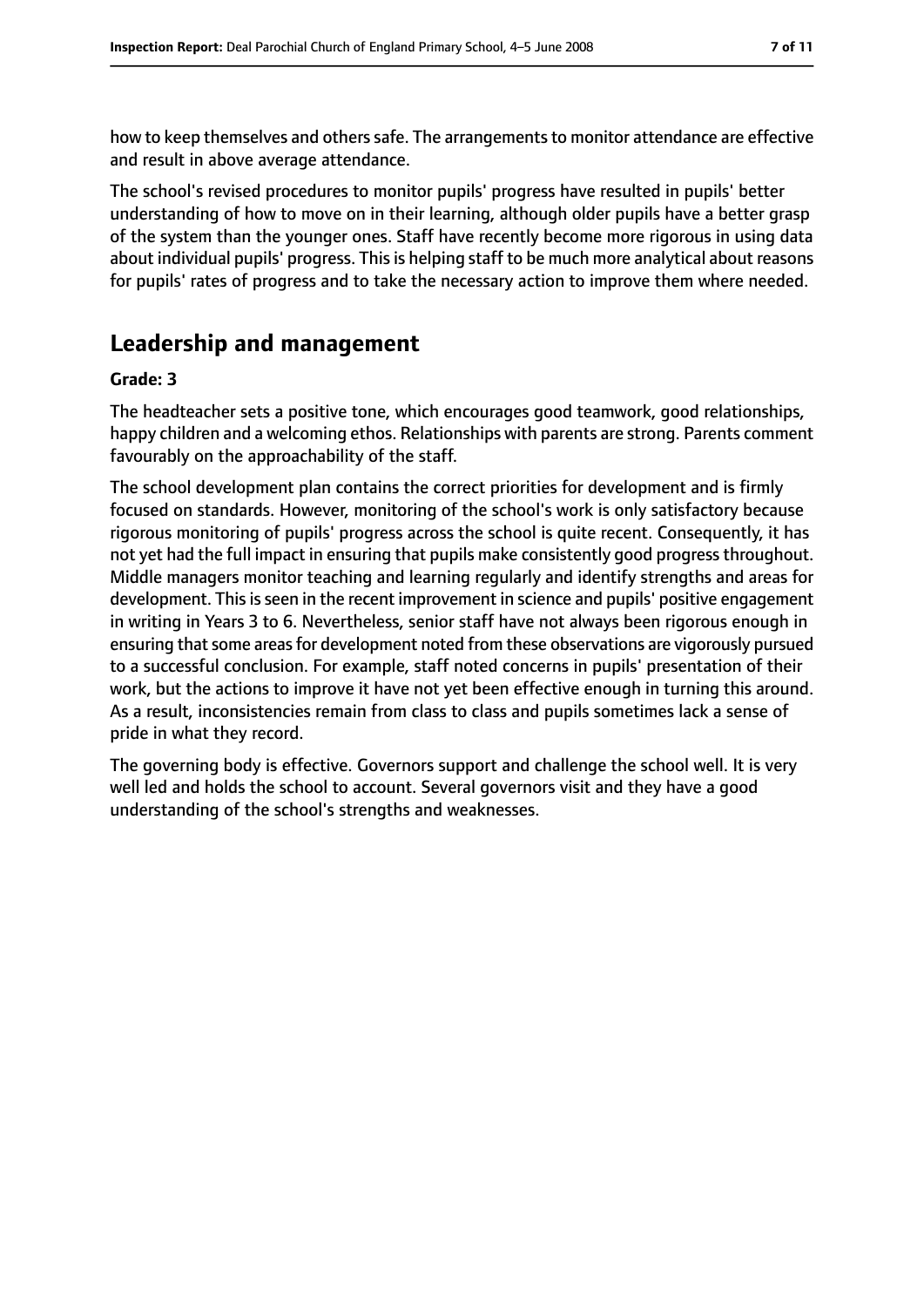how to keep themselves and others safe. The arrangements to monitor attendance are effective and result in above average attendance.

The school's revised procedures to monitor pupils' progress have resulted in pupils' better understanding of how to move on in their learning, although older pupils have a better grasp of the system than the younger ones. Staff have recently become more rigorous in using data about individual pupils' progress. This is helping staff to be much more analytical about reasons for pupils' rates of progress and to take the necessary action to improve them where needed.

## Leadership and management

**Grade: 3**

The headteacher sets a positive tone, which encourages good teamwork, good relationships, happy children and a welcoming ethos. Relationships with parents are strong. Parents comment favourably on the approachability of the staff.

The school development plan contains the correct priorities for development and is firmly focused on standards. However, monitoring of the school's work is only satisfactory because rigorous monitoring of pupils' progress across the school is quite recent. Consequently, it has not yet had the full impact in ensuring that pupils make consistently good progress throughout. Middle managers monitor teaching and learning regularly and identify strengths and areas for development. This is seen in the recent improvement in science and pupils' positive engagement in writing in Years 3 to 6. Nevertheless, senior staff have not always been rigorous enough in ensuring that some areas for development noted from these observations are vigorously pursued to a successful conclusion. For example, staff noted concerns in pupils' presentation of their work, but the actions to improve it have not yet been effective enough in turning this around. As a result, inconsistencies remain from class to class and pupils sometimes lack a sense of pride in what they record.

The governing body is effective. Governors support and challenge the school well. It is very well led and holds the school to account. Several governors visit and they have a good understanding of the school's strengths and weaknesses.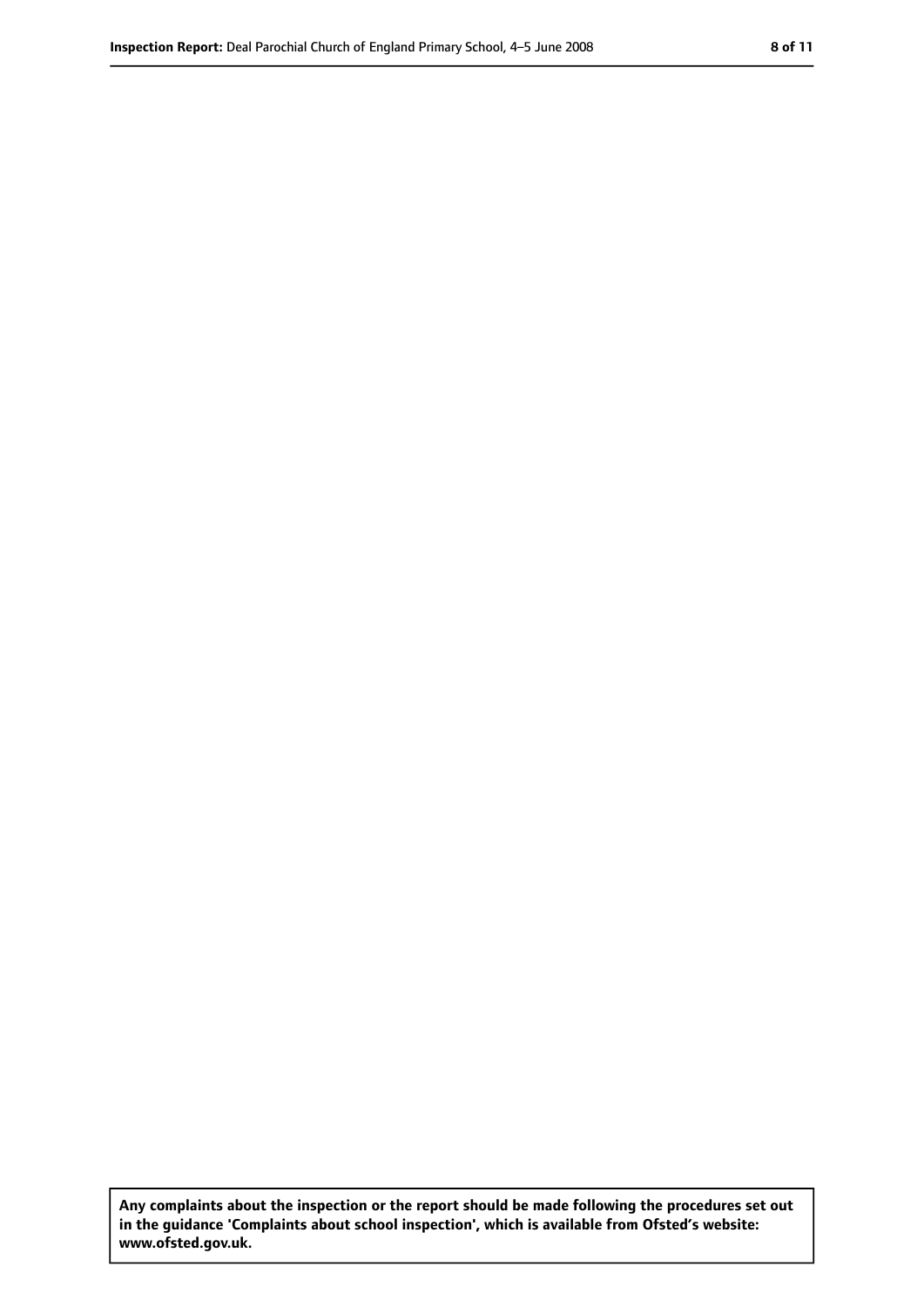**Any complaints about the inspection or the report should be made following the procedures set out in the guidance 'Complaints about school inspection', which is available from Ofsted's website: www.ofsted.gov.uk.**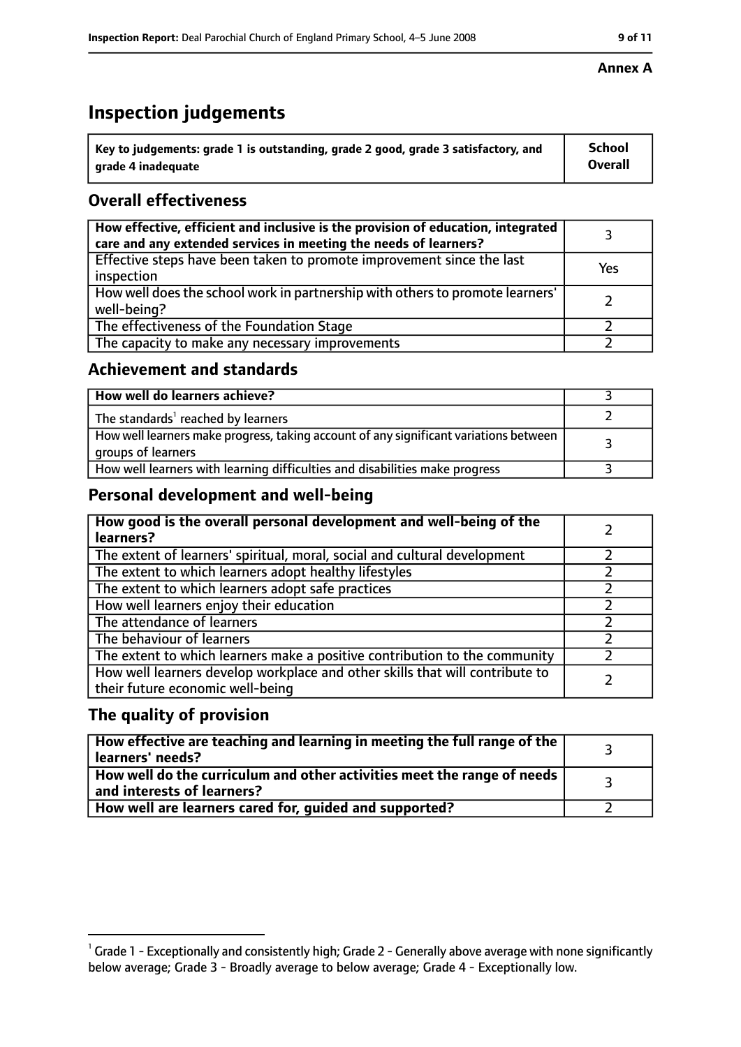**Annex A**

# Inspection judgements

| Key to judgements: grade 1 is outstanding, grade 2 good, grade 3 satisfactory, and grade 4 inadequate | School Overall |
|---|---|

## Overall effectiveness

| | |
|---|---|
| How effective, efficient and inclusive is the provision of education, integrated care and any extended services in meeting the needs of learners? | 3 |
| Effective steps have been taken to promote improvement since the last inspection | Yes |
| How well does the school work in partnership with others to promote learners' well-being? | 2 |
| The effectiveness of the Foundation Stage | 2 |
| The capacity to make any necessary improvements | 2 |

## Achievement and standards

| | |
|---|---|
| How well do learners achieve? | 3 |
| The standards[1] reached by learners | 2 |
| How well learners make progress, taking account of any significant variations between groups of learners | 3 |
| How well learners with learning difficulties and disabilities make progress | 3 |

## Personal development and well-being

| | |
|---|---|
| How good is the overall personal development and well-being of the learners? | 2 |
| The extent of learners' spiritual, moral, social and cultural development | 2 |
| The extent to which learners adopt healthy lifestyles | 2 |
| The extent to which learners adopt safe practices | 2 |
| How well learners enjoy their education | 2 |
| The attendance of learners | 2 |
| The behaviour of learners | 2 |
| The extent to which learners make a positive contribution to the community | 2 |
| How well learners develop workplace and other skills that will contribute to their future economic well-being | 2 |

## The quality of provision

| | |
|---|---|
| How effective are teaching and learning in meeting the full range of the learners' needs? | 3 |
| How well do the curriculum and other activities meet the range of needs and interests of learners? | 3 |
| How well are learners cared for, guided and supported? | 2 |

[1] Grade 1 - Exceptionally and consistently high; Grade 2 - Generally above average with none significantly below average; Grade 3 - Broadly average to below average; Grade 4 - Exceptionally low.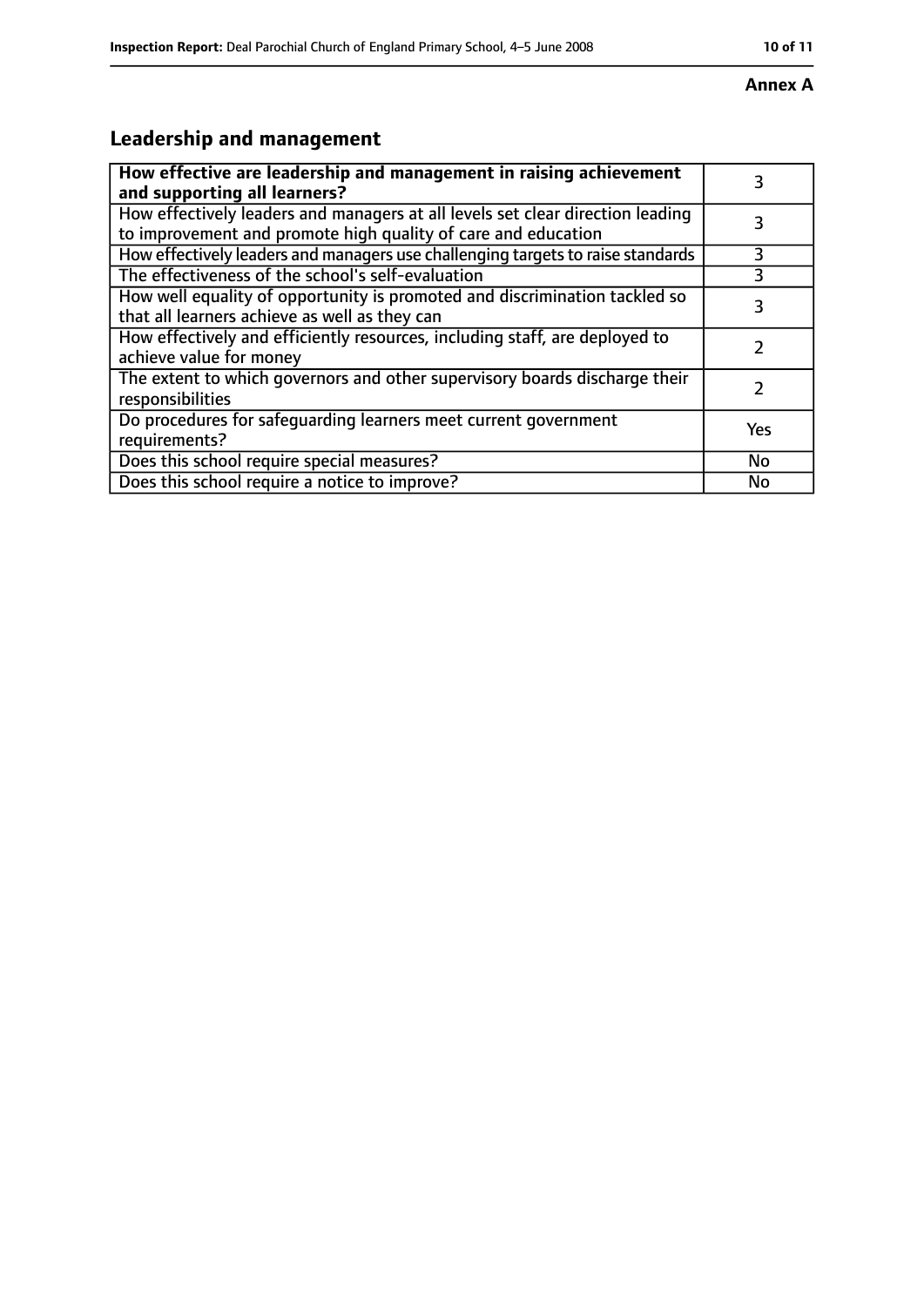**Annex A**

## Leadership and management

| How effective are leadership and management in raising achievement and supporting all learners? | 3 |
|---|---|
| How effectively leaders and managers at all levels set clear direction leading to improvement and promote high quality of care and education | 3 |
| How effectively leaders and managers use challenging targets to raise standards | 3 |
| The effectiveness of the school's self-evaluation | 3 |
| How well equality of opportunity is promoted and discrimination tackled so that all learners achieve as well as they can | 3 |
| How effectively and efficiently resources, including staff, are deployed to achieve value for money | 2 |
| The extent to which governors and other supervisory boards discharge their responsibilities | 2 |
| Do procedures for safeguarding learners meet current government requirements? | Yes |
| Does this school require special measures? | No |
| Does this school require a notice to improve? | No |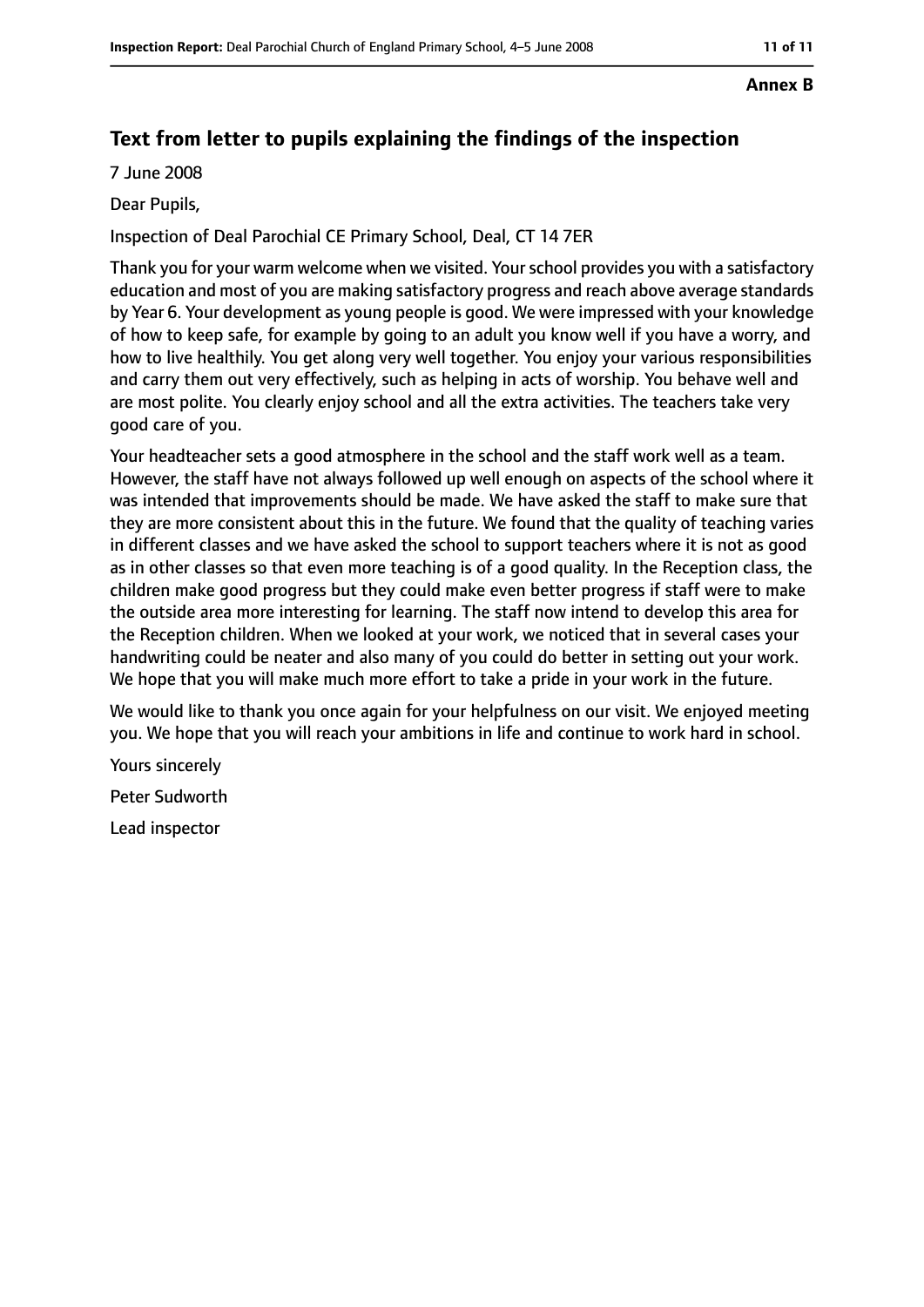**Annex B**

## Text from letter to pupils explaining the findings of the inspection

7 June 2008

Dear Pupils,

Inspection of Deal Parochial CE Primary School, Deal, CT 14 7ER

Thank you for your warm welcome when we visited. Your school provides you with a satisfactory education and most of you are making satisfactory progress and reach above average standards by Year 6. Your development as young people is good. We were impressed with your knowledge of how to keep safe, for example by going to an adult you know well if you have a worry, and how to live healthily. You get along very well together. You enjoy your various responsibilities and carry them out very effectively, such as helping in acts of worship. You behave well and are most polite. You clearly enjoy school and all the extra activities. The teachers take very good care of you.

Your headteacher sets a good atmosphere in the school and the staff work well as a team. However, the staff have not always followed up well enough on aspects of the school where it was intended that improvements should be made. We have asked the staff to make sure that they are more consistent about this in the future. We found that the quality of teaching varies in different classes and we have asked the school to support teachers where it is not as good as in other classes so that even more teaching is of a good quality. In the Reception class, the children make good progress but they could make even better progress if staff were to make the outside area more interesting for learning. The staff now intend to develop this area for the Reception children. When we looked at your work, we noticed that in several cases your handwriting could be neater and also many of you could do better in setting out your work. We hope that you will make much more effort to take a pride in your work in the future.

We would like to thank you once again for your helpfulness on our visit. We enjoyed meeting you. We hope that you will reach your ambitions in life and continue to work hard in school.

Yours sincerely

Peter Sudworth

Lead inspector